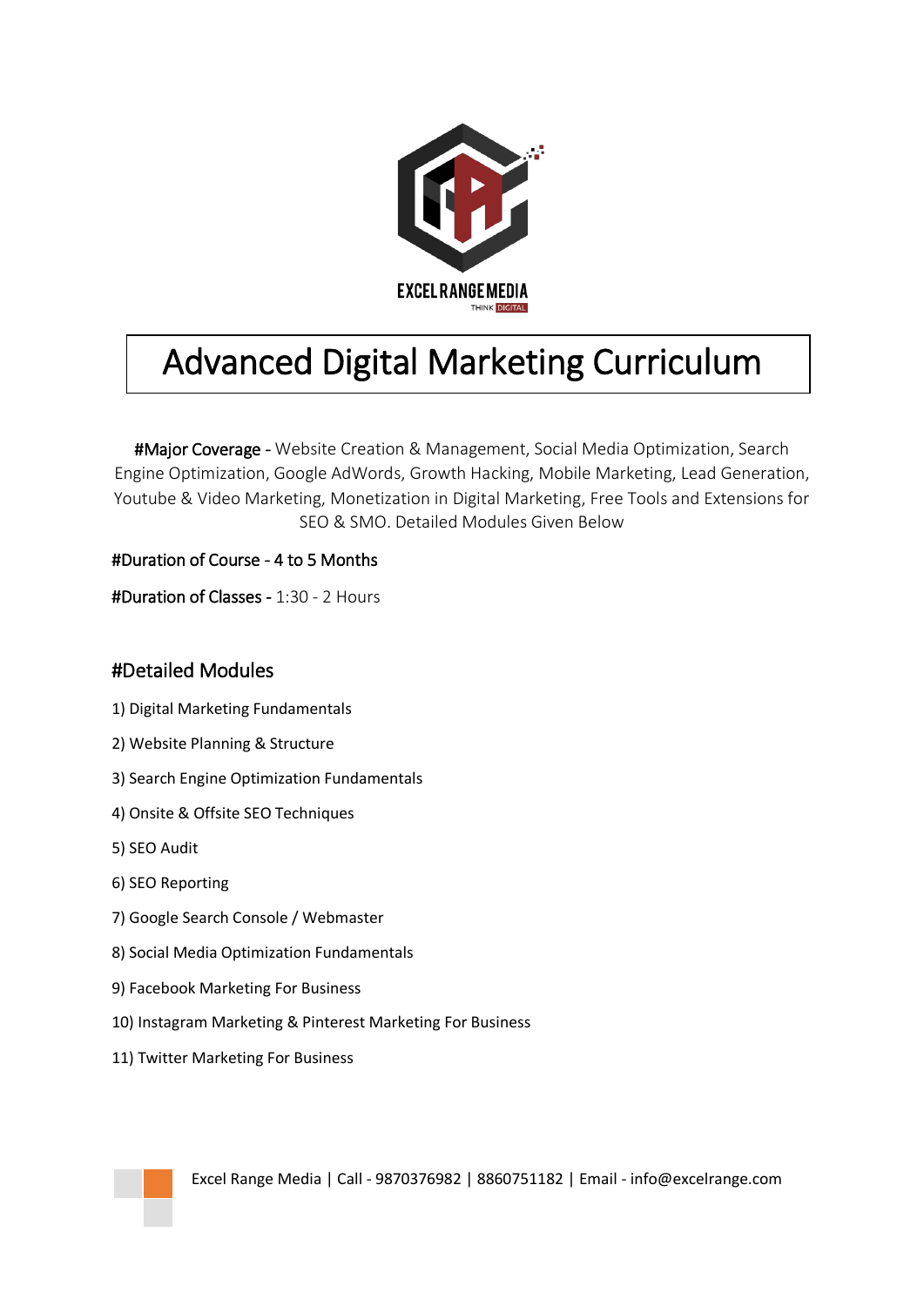# Advanced Digital Marketing Curriculum

**#Major Coverage** - Website Creation & Management, Social Media Optimization, Search Engine Optimization, Google AdWords, Growth Hacking, Mobile Marketing, Lead Generation, Youtube & Video Marketing, Monetization in Digital Marketing, Free Tools and Extensions for SEO & SMO. Detailed Modules Given Below

**#Duration of Course - 4 to 5 Months**

**#Duration of Classes** - 1:30 - 2 Hours

## #Detailed Modules

1) Digital Marketing Fundamentals
2) Website Planning & Structure
3) Search Engine Optimization Fundamentals
4) Onsite & Offsite SEO Techniques
5) SEO Audit
6) SEO Reporting
7) Google Search Console / Webmaster
8) Social Media Optimization Fundamentals
9) Facebook Marketing For Business
10) Instagram Marketing & Pinterest Marketing For Business
11) Twitter Marketing For Business

Excel Range Media | Call - 9870376982 | 8860751182 | Email - info@excelrange.com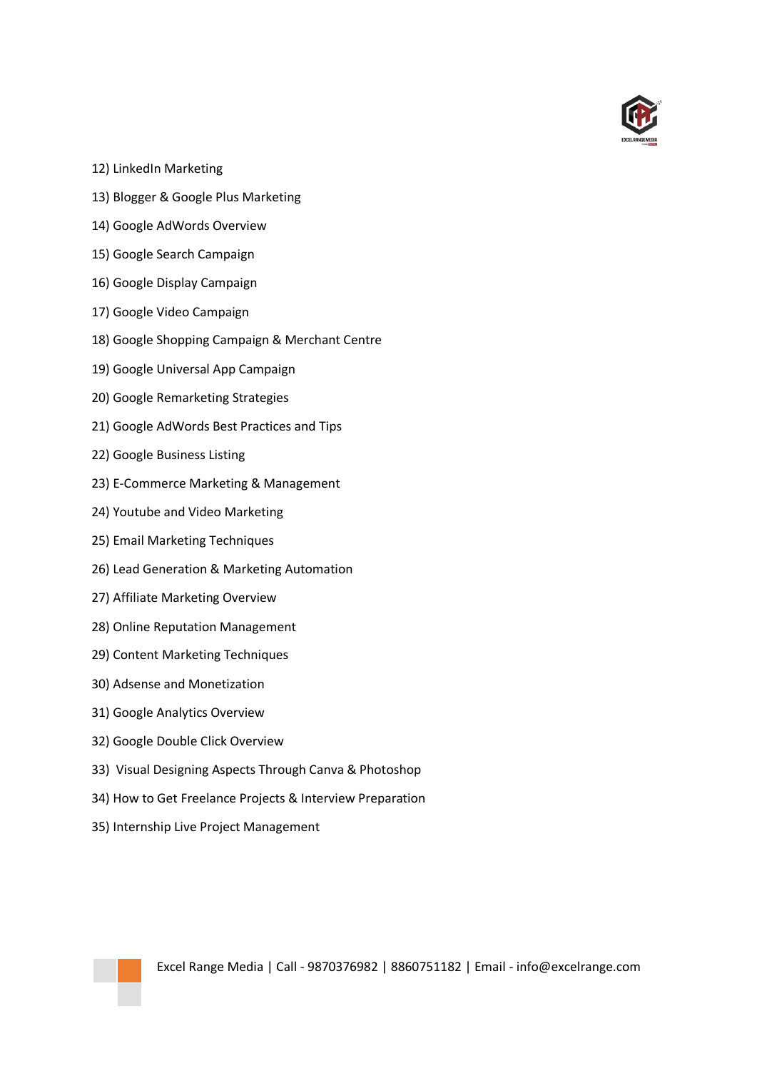12) LinkedIn Marketing

13) Blogger & Google Plus Marketing

14) Google AdWords Overview

15) Google Search Campaign

16) Google Display Campaign

17) Google Video Campaign

18) Google Shopping Campaign & Merchant Centre

19) Google Universal App Campaign

20) Google Remarketing Strategies

21) Google AdWords Best Practices and Tips

22) Google Business Listing

23) E-Commerce Marketing & Management

24) Youtube and Video Marketing

25) Email Marketing Techniques

26) Lead Generation & Marketing Automation

27) Affiliate Marketing Overview

28) Online Reputation Management

29) Content Marketing Techniques

30) Adsense and Monetization

31) Google Analytics Overview

32) Google Double Click Overview

33) Visual Designing Aspects Through Canva & Photoshop

34) How to Get Freelance Projects & Interview Preparation

35) Internship Live Project Management